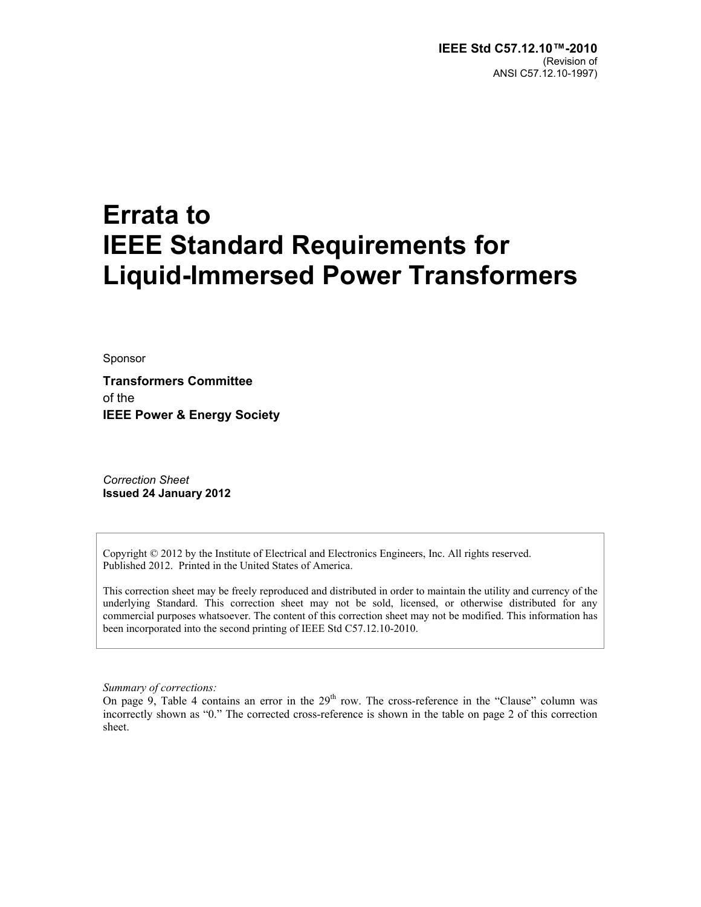**IEEE Std C57.12.10™-2010**
(Revision of
ANSI C57.12.10-1997)

# Errata to IEEE Standard Requirements for Liquid-Immersed Power Transformers

Sponsor

**Transformers Committee**
of the
**IEEE Power & Energy Society**

*Correction Sheet*
**Issued 24 January 2012**

Copyright © 2012 by the Institute of Electrical and Electronics Engineers, Inc. All rights reserved.
Published 2012. Printed in the United States of America.

This correction sheet may be freely reproduced and distributed in order to maintain the utility and currency of the underlying Standard. This correction sheet may not be sold, licensed, or otherwise distributed for any commercial purposes whatsoever. The content of this correction sheet may not be modified. This information has been incorporated into the second printing of IEEE Std C57.12.10-2010.

*Summary of corrections:*
On page 9, Table 4 contains an error in the 29th row. The cross-reference in the "Clause" column was incorrectly shown as "0." The corrected cross-reference is shown in the table on page 2 of this correction sheet.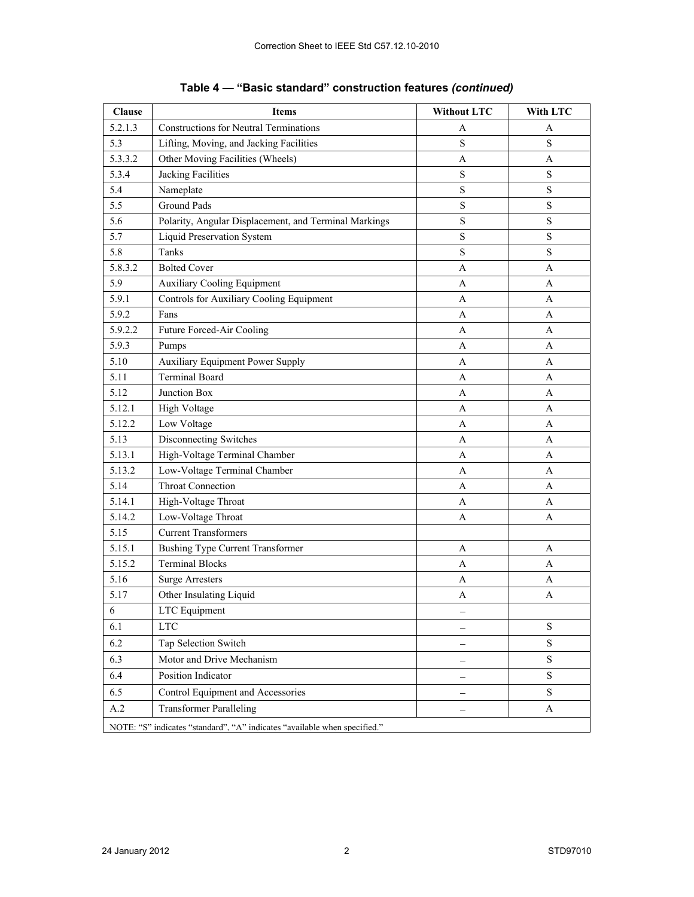**Table 4 — "Basic standard" construction features *(continued)***

| Clause | Items | Without LTC | With LTC |
|---|---|---|---|
| 5.2.1.3 | Constructions for Neutral Terminations | A | A |
| 5.3 | Lifting, Moving, and Jacking Facilities | S | S |
| 5.3.3.2 | Other Moving Facilities (Wheels) | A | A |
| 5.3.4 | Jacking Facilities | S | S |
| 5.4 | Nameplate | S | S |
| 5.5 | Ground Pads | S | S |
| 5.6 | Polarity, Angular Displacement, and Terminal Markings | S | S |
| 5.7 | Liquid Preservation System | S | S |
| 5.8 | Tanks | S | S |
| 5.8.3.2 | Bolted Cover | A | A |
| 5.9 | Auxiliary Cooling Equipment | A | A |
| 5.9.1 | Controls for Auxiliary Cooling Equipment | A | A |
| 5.9.2 | Fans | A | A |
| 5.9.2.2 | Future Forced-Air Cooling | A | A |
| 5.9.3 | Pumps | A | A |
| 5.10 | Auxiliary Equipment Power Supply | A | A |
| 5.11 | Terminal Board | A | A |
| 5.12 | Junction Box | A | A |
| 5.12.1 | High Voltage | A | A |
| 5.12.2 | Low Voltage | A | A |
| 5.13 | Disconnecting Switches | A | A |
| 5.13.1 | High-Voltage Terminal Chamber | A | A |
| 5.13.2 | Low-Voltage Terminal Chamber | A | A |
| 5.14 | Throat Connection | A | A |
| 5.14.1 | High-Voltage Throat | A | A |
| 5.14.2 | Low-Voltage Throat | A | A |
| 5.15 | Current Transformers | | |
| 5.15.1 | Bushing Type Current Transformer | A | A |
| 5.15.2 | Terminal Blocks | A | A |
| 5.16 | Surge Arresters | A | A |
| 5.17 | Other Insulating Liquid | A | A |
| 6 | LTC Equipment | – | |
| 6.1 | LTC | – | S |
| 6.2 | Tap Selection Switch | – | S |
| 6.3 | Motor and Drive Mechanism | – | S |
| 6.4 | Position Indicator | – | S |
| 6.5 | Control Equipment and Accessories | – | S |
| A.2 | Transformer Paralleling | – | A |

NOTE: "S" indicates "standard", "A" indicates "available when specified."